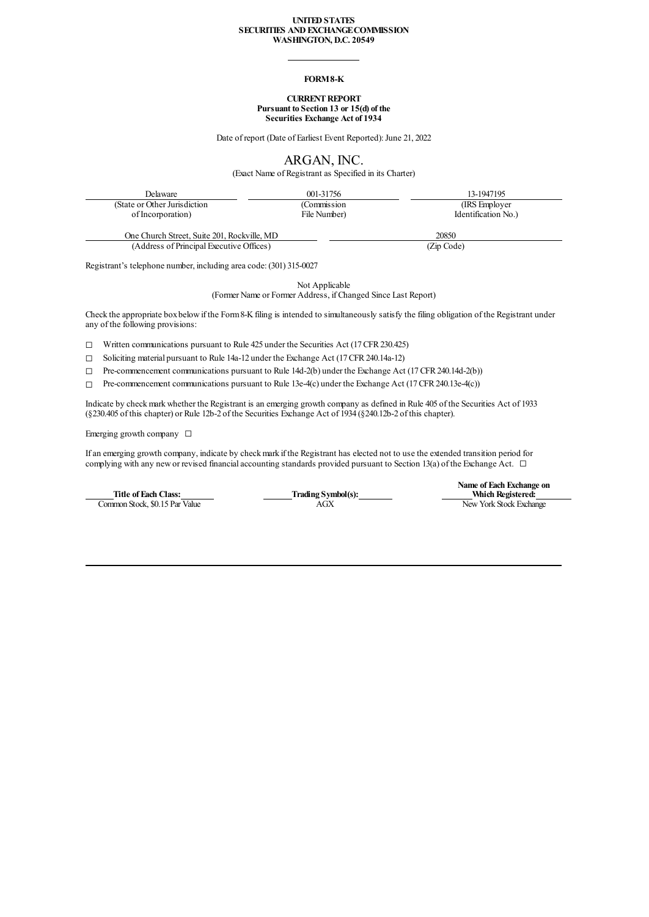**UNITED STATES**
**SECURITIES AND EXCHANGE COMMISSION**
**WASHINGTON, D.C. 20549**

---

# FORM 8-K

**CURRENT REPORT**
**Pursuant to Section 13 or 15(d) of the**
**Securities Exchange Act of 1934**

Date of report (Date of Earliest Event Reported): June 21, 2022

# ARGAN, INC.

(Exact Name of Registrant as Specified in its Charter)

| Delaware | 001-31756 | 13-1947195 |
|---|---|---|
| (State or Other Jurisdiction of Incorporation) | (Commission File Number) | (IRS Employer Identification No.) |

| One Church Street, Suite 201, Rockville, MD | 20850 |
|---|---|
| (Address of Principal Executive Offices) | (Zip Code) |

Registrant's telephone number, including area code: (301) 315-0027

Not Applicable
(Former Name or Former Address, if Changed Since Last Report)

Check the appropriate box below if the Form 8-K filing is intended to simultaneously satisfy the filing obligation of the Registrant under any of the following provisions:

☐ Written communications pursuant to Rule 425 under the Securities Act (17 CFR 230.425)

☐ Soliciting material pursuant to Rule 14a-12 under the Exchange Act (17 CFR 240.14a-12)

☐ Pre-commencement communications pursuant to Rule 14d-2(b) under the Exchange Act (17 CFR 240.14d-2(b))

☐ Pre-commencement communications pursuant to Rule 13e-4(c) under the Exchange Act (17 CFR 240.13e-4(c))

Indicate by check mark whether the Registrant is an emerging growth company as defined in Rule 405 of the Securities Act of 1933 (§230.405 of this chapter) or Rule 12b-2 of the Securities Exchange Act of 1934 (§240.12b-2 of this chapter).

Emerging growth company ☐

If an emerging growth company, indicate by check mark if the Registrant has elected not to use the extended transition period for complying with any new or revised financial accounting standards provided pursuant to Section 13(a) of the Exchange Act. ☐

| Title of Each Class: | Trading Symbol(s): | Name of Each Exchange on Which Registered: |
|---|---|---|
| Common Stock, $0.15 Par Value | AGX | New York Stock Exchange |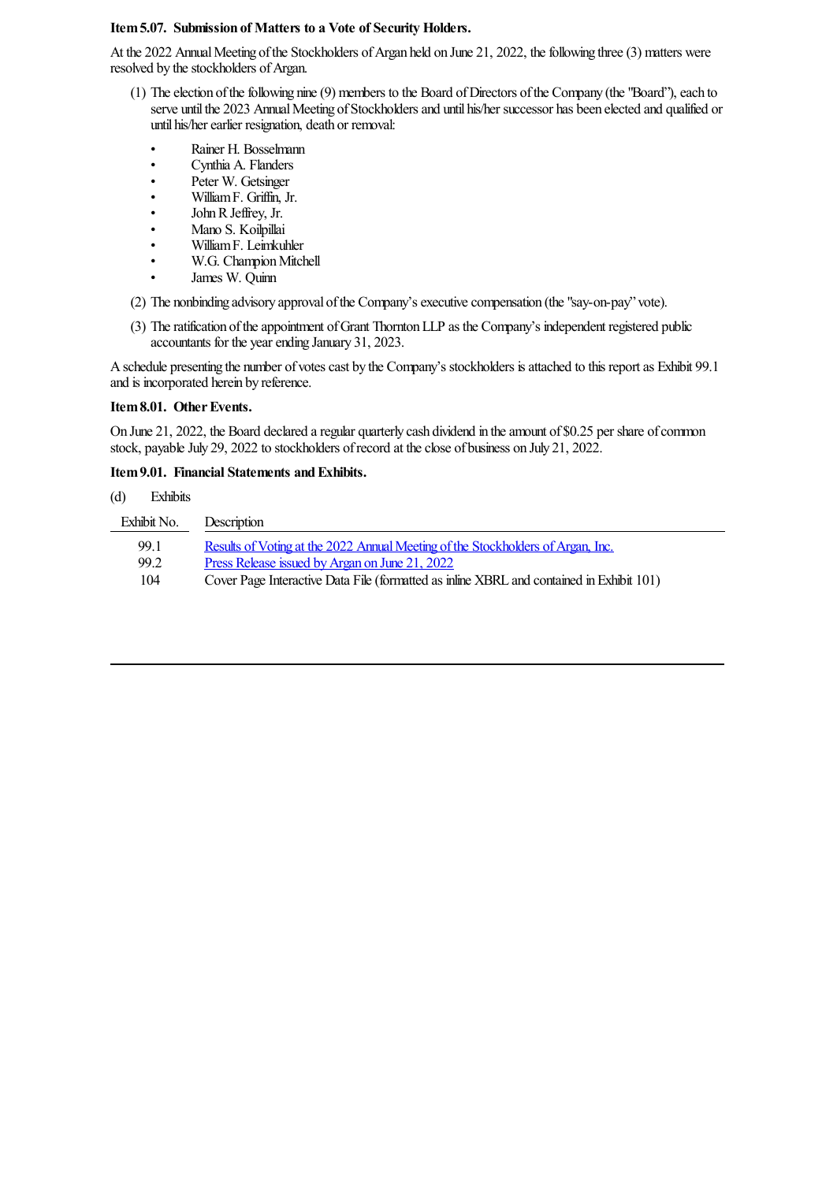**Item 5.07. Submission of Matters to a Vote of Security Holders.**

At the 2022 Annual Meeting of the Stockholders of Argan held on June 21, 2022, the following three (3) matters were resolved by the stockholders of Argan.

(1) The election of the following nine (9) members to the Board of Directors of the Company (the "Board"), each to serve until the 2023 Annual Meeting of Stockholders and until his/her successor has been elected and qualified or until his/her earlier resignation, death or removal:

- Rainer H. Bosselmann
- Cynthia A. Flanders
- Peter W. Getsinger
- William F. Griffin, Jr.
- John R Jeffrey, Jr.
- Mano S. Koilpillai
- William F. Leimkuhler
- W.G. Champion Mitchell
- James W. Quinn

(2) The nonbinding advisory approval of the Company's executive compensation (the "say-on-pay" vote).

(3) The ratification of the appointment of Grant Thornton LLP as the Company's independent registered public accountants for the year ending January 31, 2023.

A schedule presenting the number of votes cast by the Company's stockholders is attached to this report as Exhibit 99.1 and is incorporated herein by reference.

**Item 8.01. Other Events.**

On June 21, 2022, the Board declared a regular quarterly cash dividend in the amount of $0.25 per share of common stock, payable July 29, 2022 to stockholders of record at the close of business on July 21, 2022.

**Item 9.01. Financial Statements and Exhibits.**

(d) Exhibits

| Exhibit No. | Description |
|---|---|
| 99.1 | Results of Voting at the 2022 Annual Meeting of the Stockholders of Argan, Inc. |
| 99.2 | Press Release issued by Argan on June 21, 2022 |
| 104 | Cover Page Interactive Data File (formatted as inline XBRL and contained in Exhibit 101) |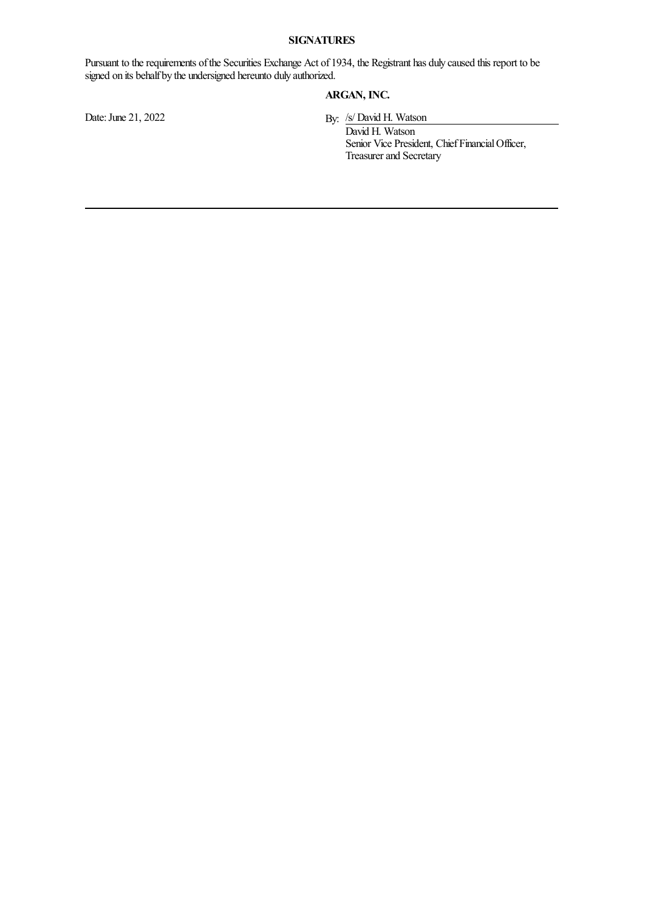**SIGNATURES**

Pursuant to the requirements of the Securities Exchange Act of 1934, the Registrant has duly caused this report to be signed on its behalf by the undersigned hereunto duly authorized.

**ARGAN, INC.**

Date: June 21, 2022

By: /s/ David H. Watson

David H. Watson
Senior Vice President, Chief Financial Officer,
Treasurer and Secretary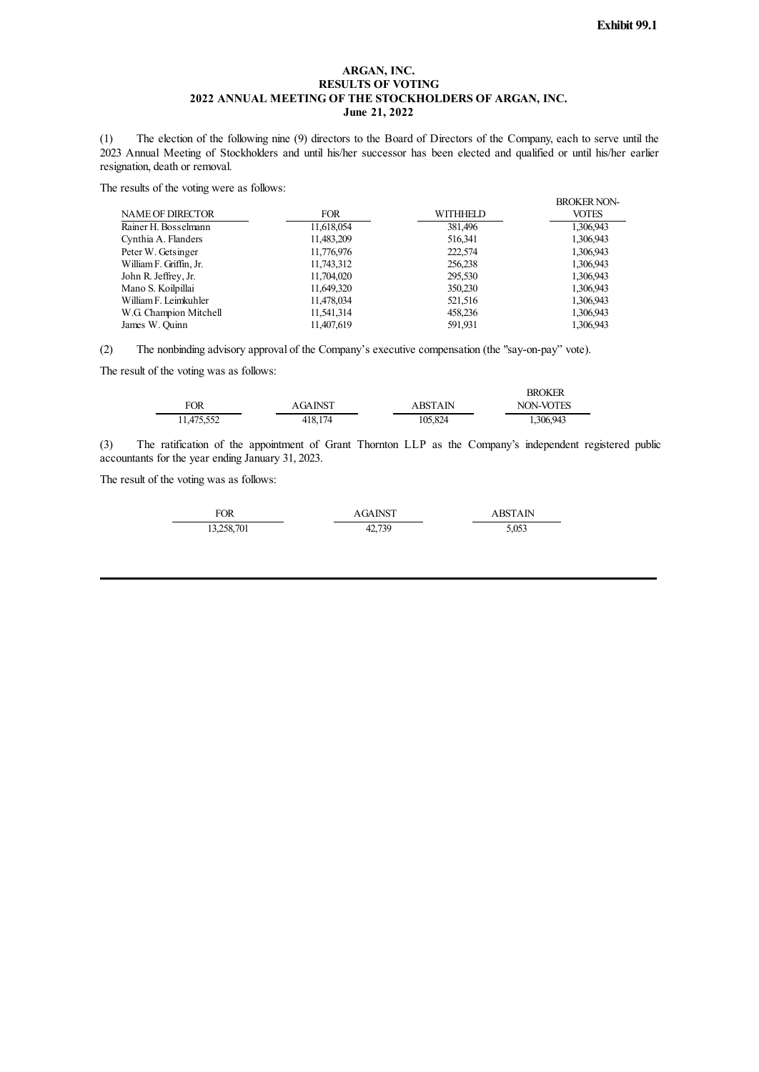**Exhibit 99.1**

**ARGAN, INC.**
**RESULTS OF VOTING**
**2022 ANNUAL MEETING OF THE STOCKHOLDERS OF ARGAN, INC.**
**June 21, 2022**

(1) The election of the following nine (9) directors to the Board of Directors of the Company, each to serve until the 2023 Annual Meeting of Stockholders and until his/her successor has been elected and qualified or until his/her earlier resignation, death or removal.

The results of the voting were as follows:

| NAME OF DIRECTOR | FOR | WITHHELD | BROKER NON-VOTES |
|---|---|---|---|
| Rainer H. Bosselmann | 11,618,054 | 381,496 | 1,306,943 |
| Cynthia A. Flanders | 11,483,209 | 516,341 | 1,306,943 |
| Peter W. Getsinger | 11,776,976 | 222,574 | 1,306,943 |
| William F. Griffin, Jr. | 11,743,312 | 256,238 | 1,306,943 |
| John R. Jeffrey, Jr. | 11,704,020 | 295,530 | 1,306,943 |
| Mano S. Koilpillai | 11,649,320 | 350,230 | 1,306,943 |
| William F. Leimkuhler | 11,478,034 | 521,516 | 1,306,943 |
| W.G. Champion Mitchell | 11,541,314 | 458,236 | 1,306,943 |
| James W. Quinn | 11,407,619 | 591,931 | 1,306,943 |

(2) The nonbinding advisory approval of the Company's executive compensation (the "say-on-pay" vote).

The result of the voting was as follows:

| FOR | AGAINST | ABSTAIN | BROKER NON-VOTES |
|---|---|---|---|
| 11,475,552 | 418,174 | 105,824 | 1,306,943 |

(3) The ratification of the appointment of Grant Thornton LLP as the Company's independent registered public accountants for the year ending January 31, 2023.

The result of the voting was as follows:

| FOR | AGAINST | ABSTAIN |
|---|---|---|
| 13,258,701 | 42,739 | 5,053 |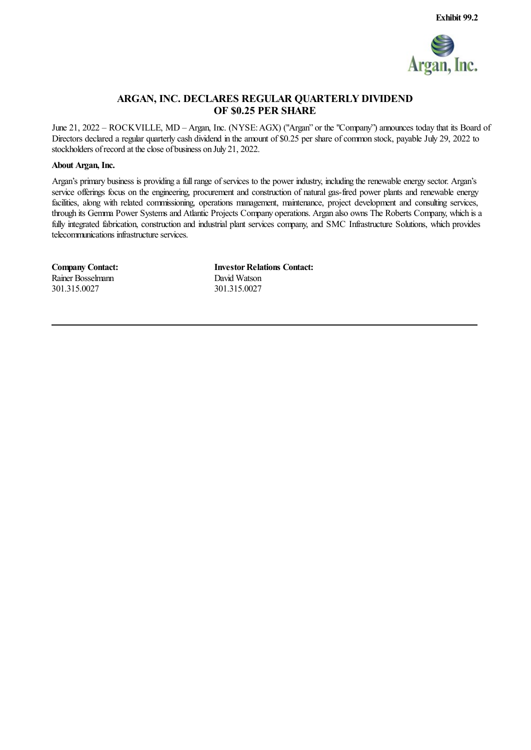Exhibit 99.2

Argan, Inc.

# ARGAN, INC. DECLARES REGULAR QUARTERLY DIVIDEND OF $0.25 PER SHARE

June 21, 2022 – ROCKVILLE, MD – Argan, Inc. (NYSE: AGX) ("Argan" or the "Company") announces today that its Board of Directors declared a regular quarterly cash dividend in the amount of $0.25 per share of common stock, payable July 29, 2022 to stockholders of record at the close of business on July 21, 2022.

**About Argan, Inc.**

Argan's primary business is providing a full range of services to the power industry, including the renewable energy sector. Argan's service offerings focus on the engineering, procurement and construction of natural gas-fired power plants and renewable energy facilities, along with related commissioning, operations management, maintenance, project development and consulting services, through its Gemma Power Systems and Atlantic Projects Company operations. Argan also owns The Roberts Company, which is a fully integrated fabrication, construction and industrial plant services company, and SMC Infrastructure Solutions, which provides telecommunications infrastructure services.

**Company Contact:**
Rainer Bosselmann
301.315.0027

**Investor Relations Contact:**
David Watson
301.315.0027